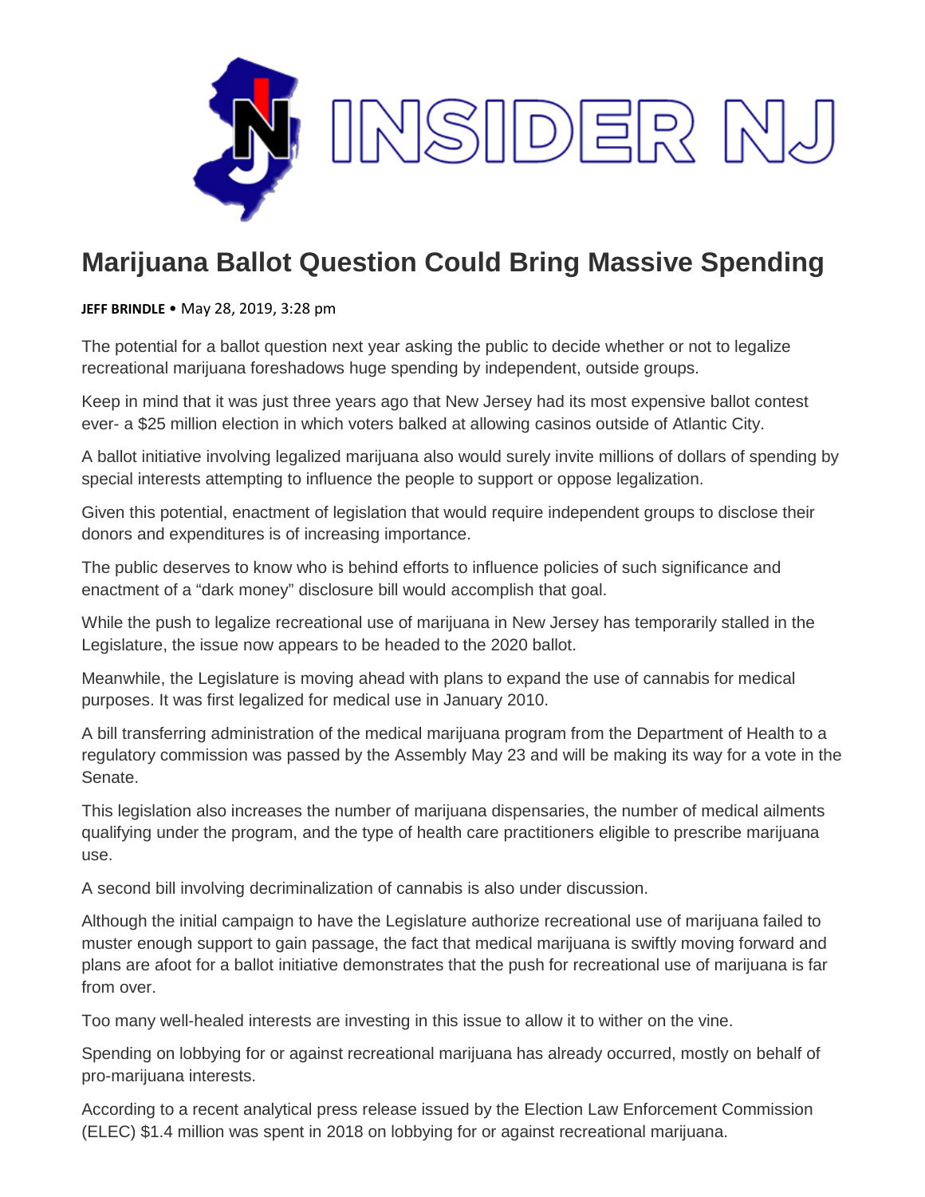INSIDER NJ

# Marijuana Ballot Question Could Bring Massive Spending

**JEFF BRINDLE** • May 28, 2019, 3:28 pm

The potential for a ballot question next year asking the public to decide whether or not to legalize recreational marijuana foreshadows huge spending by independent, outside groups.

Keep in mind that it was just three years ago that New Jersey had its most expensive ballot contest ever- a $25 million election in which voters balked at allowing casinos outside of Atlantic City.

A ballot initiative involving legalized marijuana also would surely invite millions of dollars of spending by special interests attempting to influence the people to support or oppose legalization.

Given this potential, enactment of legislation that would require independent groups to disclose their donors and expenditures is of increasing importance.

The public deserves to know who is behind efforts to influence policies of such significance and enactment of a "dark money" disclosure bill would accomplish that goal.

While the push to legalize recreational use of marijuana in New Jersey has temporarily stalled in the Legislature, the issue now appears to be headed to the 2020 ballot.

Meanwhile, the Legislature is moving ahead with plans to expand the use of cannabis for medical purposes. It was first legalized for medical use in January 2010.

A bill transferring administration of the medical marijuana program from the Department of Health to a regulatory commission was passed by the Assembly May 23 and will be making its way for a vote in the Senate.

This legislation also increases the number of marijuana dispensaries, the number of medical ailments qualifying under the program, and the type of health care practitioners eligible to prescribe marijuana use.

A second bill involving decriminalization of cannabis is also under discussion.

Although the initial campaign to have the Legislature authorize recreational use of marijuana failed to muster enough support to gain passage, the fact that medical marijuana is swiftly moving forward and plans are afoot for a ballot initiative demonstrates that the push for recreational use of marijuana is far from over.

Too many well-healed interests are investing in this issue to allow it to wither on the vine.

Spending on lobbying for or against recreational marijuana has already occurred, mostly on behalf of pro-marijuana interests.

According to a recent analytical press release issued by the Election Law Enforcement Commission (ELEC) $1.4 million was spent in 2018 on lobbying for or against recreational marijuana.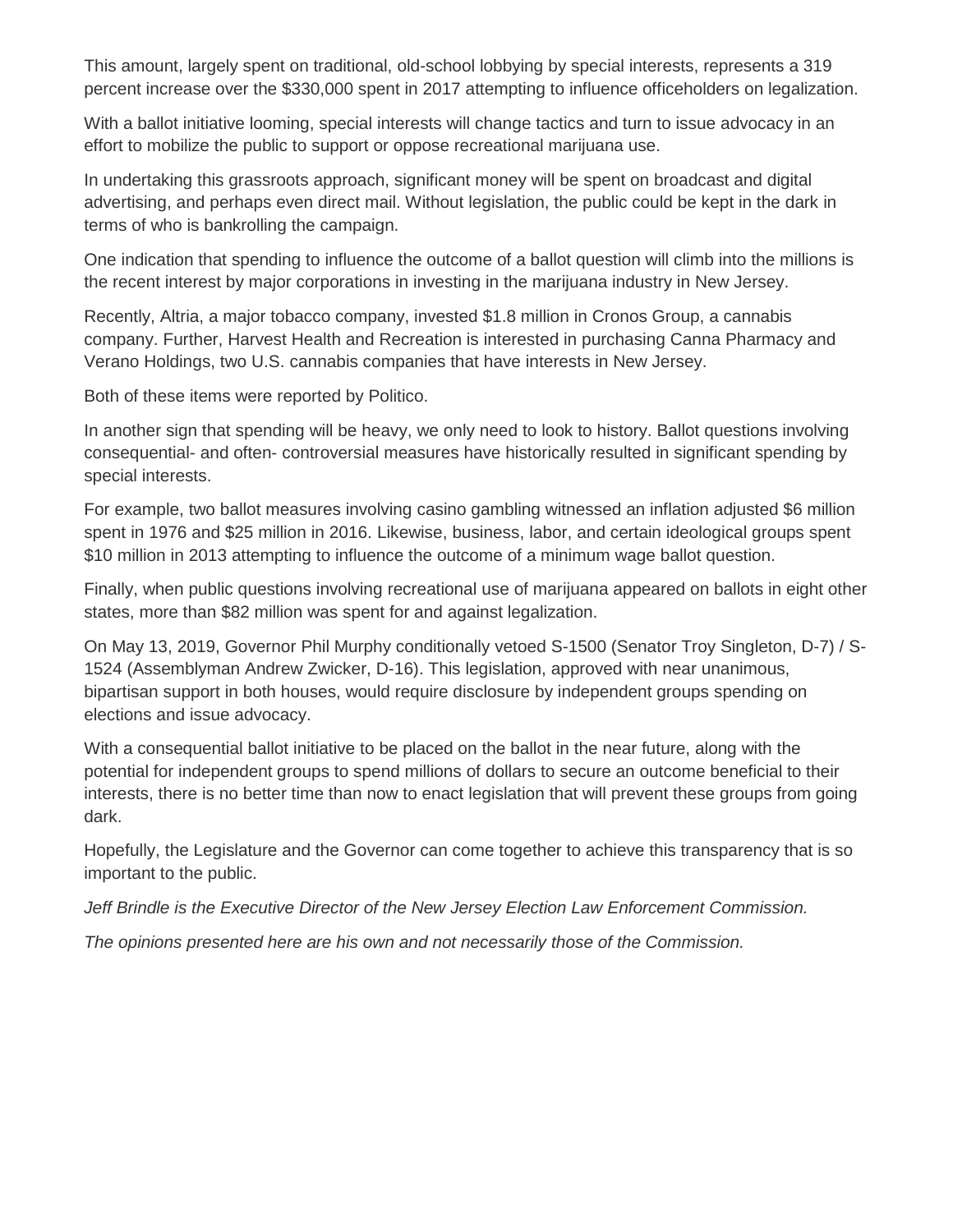This amount, largely spent on traditional, old-school lobbying by special interests, represents a 319 percent increase over the $330,000 spent in 2017 attempting to influence officeholders on legalization.

With a ballot initiative looming, special interests will change tactics and turn to issue advocacy in an effort to mobilize the public to support or oppose recreational marijuana use.

In undertaking this grassroots approach, significant money will be spent on broadcast and digital advertising, and perhaps even direct mail. Without legislation, the public could be kept in the dark in terms of who is bankrolling the campaign.

One indication that spending to influence the outcome of a ballot question will climb into the millions is the recent interest by major corporations in investing in the marijuana industry in New Jersey.

Recently, Altria, a major tobacco company, invested $1.8 million in Cronos Group, a cannabis company. Further, Harvest Health and Recreation is interested in purchasing Canna Pharmacy and Verano Holdings, two U.S. cannabis companies that have interests in New Jersey.

Both of these items were reported by Politico.

In another sign that spending will be heavy, we only need to look to history. Ballot questions involving consequential- and often- controversial measures have historically resulted in significant spending by special interests.

For example, two ballot measures involving casino gambling witnessed an inflation adjusted $6 million spent in 1976 and $25 million in 2016. Likewise, business, labor, and certain ideological groups spent $10 million in 2013 attempting to influence the outcome of a minimum wage ballot question.

Finally, when public questions involving recreational use of marijuana appeared on ballots in eight other states, more than $82 million was spent for and against legalization.

On May 13, 2019, Governor Phil Murphy conditionally vetoed S-1500 (Senator Troy Singleton, D-7) / S-1524 (Assemblyman Andrew Zwicker, D-16). This legislation, approved with near unanimous, bipartisan support in both houses, would require disclosure by independent groups spending on elections and issue advocacy.

With a consequential ballot initiative to be placed on the ballot in the near future, along with the potential for independent groups to spend millions of dollars to secure an outcome beneficial to their interests, there is no better time than now to enact legislation that will prevent these groups from going dark.

Hopefully, the Legislature and the Governor can come together to achieve this transparency that is so important to the public.

*Jeff Brindle is the Executive Director of the New Jersey Election Law Enforcement Commission.*

*The opinions presented here are his own and not necessarily those of the Commission.*